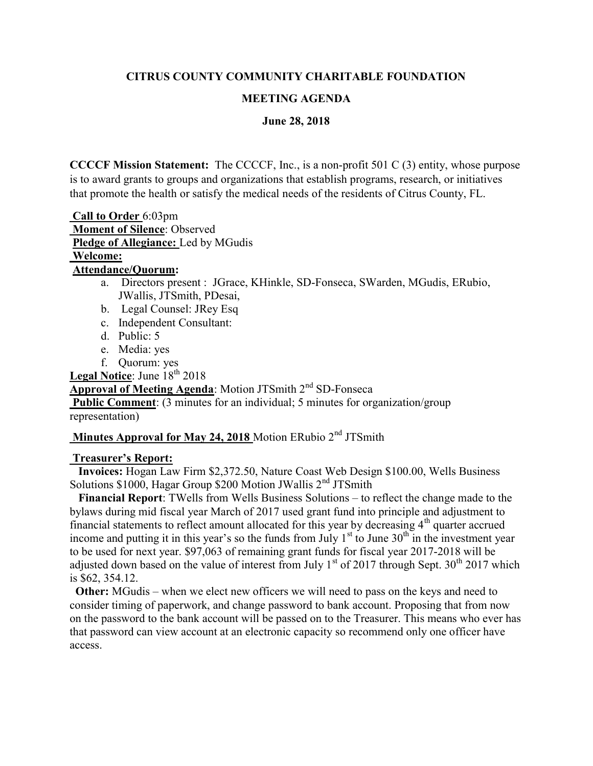**CITRUS COUNTY COMMUNITY CHARITABLE FOUNDATION**

**MEETING AGENDA**

**June 28, 2018**

**CCCCF Mission Statement:** The CCCCF, Inc., is a non-profit 501 C (3) entity, whose purpose is to award grants to groups and organizations that establish programs, research, or initiatives that promote the health or satisfy the medical needs of the residents of Citrus County, FL.

**Call to Order** 6:03pm
**Moment of Silence**: Observed
**Pledge of Allegiance:** Led by MGudis
**Welcome:**
**Attendance/Quorum:**

a. Directors present : JGrace, KHinkle, SD-Fonseca, SWarden, MGudis, ERubio, JWallis, JTSmith, PDesai,
b. Legal Counsel: JRey Esq
c. Independent Consultant:
d. Public: 5
e. Media: yes
f. Quorum: yes

**Legal Notice**: June 18th 2018
**Approval of Meeting Agenda**: Motion JTSmith 2nd SD-Fonseca
**Public Comment**: (3 minutes for an individual; 5 minutes for organization/group representation)

**Minutes Approval for May 24, 2018** Motion ERubio 2nd JTSmith

**Treasurer's Report:**

**Invoices:** Hogan Law Firm $2,372.50, Nature Coast Web Design $100.00, Wells Business Solutions $1000, Hagar Group $200 Motion JWallis 2nd JTSmith

**Financial Report**: TWells from Wells Business Solutions – to reflect the change made to the bylaws during mid fiscal year March of 2017 used grant fund into principle and adjustment to financial statements to reflect amount allocated for this year by decreasing 4th quarter accrued income and putting it in this year's so the funds from July 1st to June 30th in the investment year to be used for next year. $97,063 of remaining grant funds for fiscal year 2017-2018 will be adjusted down based on the value of interest from July 1st of 2017 through Sept. 30th 2017 which is $62, 354.12.

**Other:** MGudis – when we elect new officers we will need to pass on the keys and need to consider timing of paperwork, and change password to bank account. Proposing that from now on the password to the bank account will be passed on to the Treasurer. This means who ever has that password can view account at an electronic capacity so recommend only one officer have access.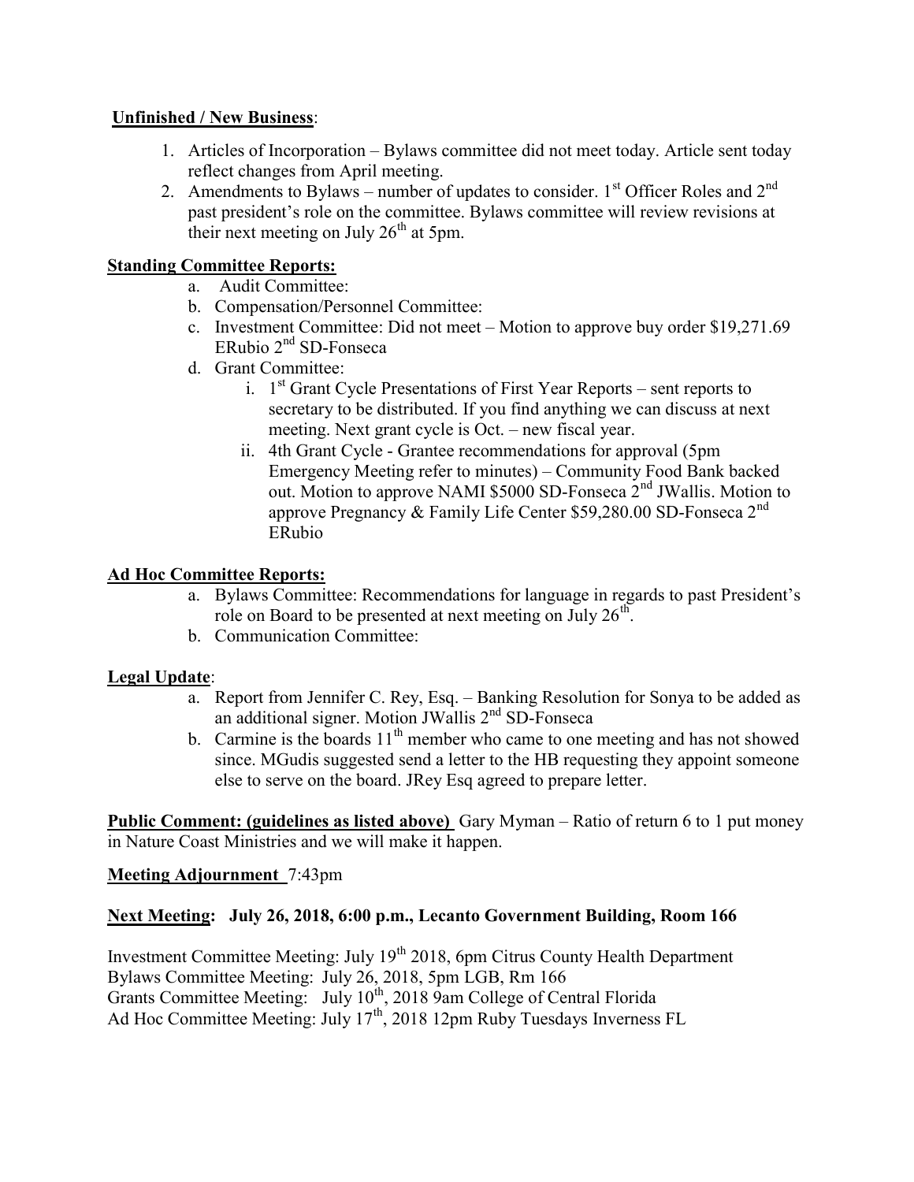**Unfinished / New Business**:

1. Articles of Incorporation – Bylaws committee did not meet today. Article sent today reflect changes from April meeting.
2. Amendments to Bylaws – number of updates to consider. 1st Officer Roles and 2nd past president's role on the committee. Bylaws committee will review revisions at their next meeting on July 26th at 5pm.

**Standing Committee Reports:**

a. Audit Committee:
b. Compensation/Personnel Committee:
c. Investment Committee: Did not meet – Motion to approve buy order $19,271.69 ERubio 2nd SD-Fonseca
d. Grant Committee:
   i. 1st Grant Cycle Presentations of First Year Reports – sent reports to secretary to be distributed. If you find anything we can discuss at next meeting. Next grant cycle is Oct. – new fiscal year.
   ii. 4th Grant Cycle - Grantee recommendations for approval (5pm Emergency Meeting refer to minutes) – Community Food Bank backed out. Motion to approve NAMI $5000 SD-Fonseca 2nd JWallis. Motion to approve Pregnancy & Family Life Center $59,280.00 SD-Fonseca 2nd ERubio

**Ad Hoc Committee Reports:**

a. Bylaws Committee: Recommendations for language in regards to past President's role on Board to be presented at next meeting on July 26th.
b. Communication Committee:

**Legal Update**:

a. Report from Jennifer C. Rey, Esq. – Banking Resolution for Sonya to be added as an additional signer. Motion JWallis 2nd SD-Fonseca
b. Carmine is the boards 11th member who came to one meeting and has not showed since. MGudis suggested send a letter to the HB requesting they appoint someone else to serve on the board. JRey Esq agreed to prepare letter.

**Public Comment: (guidelines as listed above)** Gary Myman – Ratio of return 6 to 1 put money in Nature Coast Ministries and we will make it happen.

**Meeting Adjournment** 7:43pm

**Next Meeting: July 26, 2018, 6:00 p.m., Lecanto Government Building, Room 166**

Investment Committee Meeting: July 19th 2018, 6pm Citrus County Health Department
Bylaws Committee Meeting: July 26, 2018, 5pm LGB, Rm 166
Grants Committee Meeting: July 10th, 2018 9am College of Central Florida
Ad Hoc Committee Meeting: July 17th, 2018 12pm Ruby Tuesdays Inverness FL